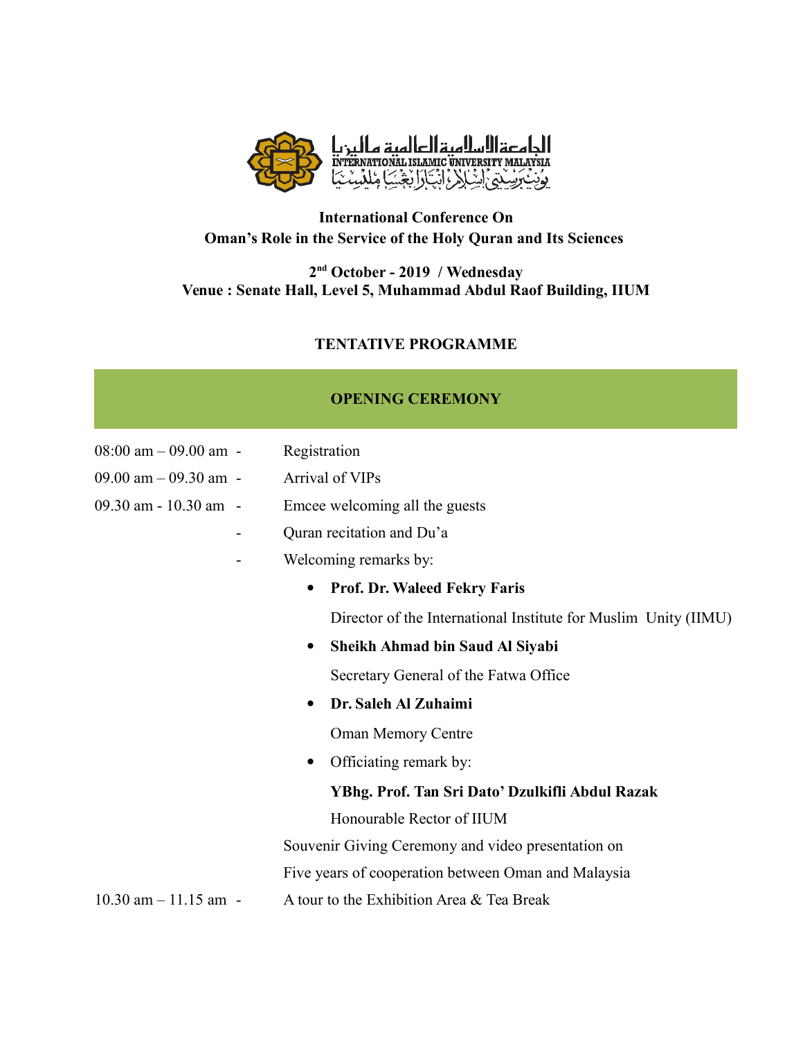الجامعة الإسلامية العالمية ماليزيا
INTERNATIONAL ISLAMIC UNIVERSITY MALAYSIA
يونيۏرسيتي إسلام انتارابڠسا مليسيا

**International Conference On**
**Oman's Role in the Service of the Holy Quran and Its Sciences**

**2nd October - 2019 / Wednesday**
**Venue : Senate Hall, Level 5, Muhammad Abdul Raof Building, IIUM**

## TENTATIVE PROGRAMME

### OPENING CEREMONY

08:00 am – 09.00 am - Registration

09.00 am – 09.30 am - Arrival of VIPs

09.30 am - 10.30 am - Emcee welcoming all the guests

- Quran recitation and Du'a
- Welcoming remarks by:
  - **Prof. Dr. Waleed Fekry Faris**
    Director of the International Institute for Muslim Unity (IIMU)
  - **Sheikh Ahmad bin Saud Al Siyabi**
    Secretary General of the Fatwa Office
  - **Dr. Saleh Al Zuhaimi**
    Oman Memory Centre
  - Officiating remark by:
    **YBhg. Prof. Tan Sri Dato' Dzulkifli Abdul Razak**
    Honourable Rector of IIUM

Souvenir Giving Ceremony and video presentation on Five years of cooperation between Oman and Malaysia

10.30 am – 11.15 am - A tour to the Exhibition Area & Tea Break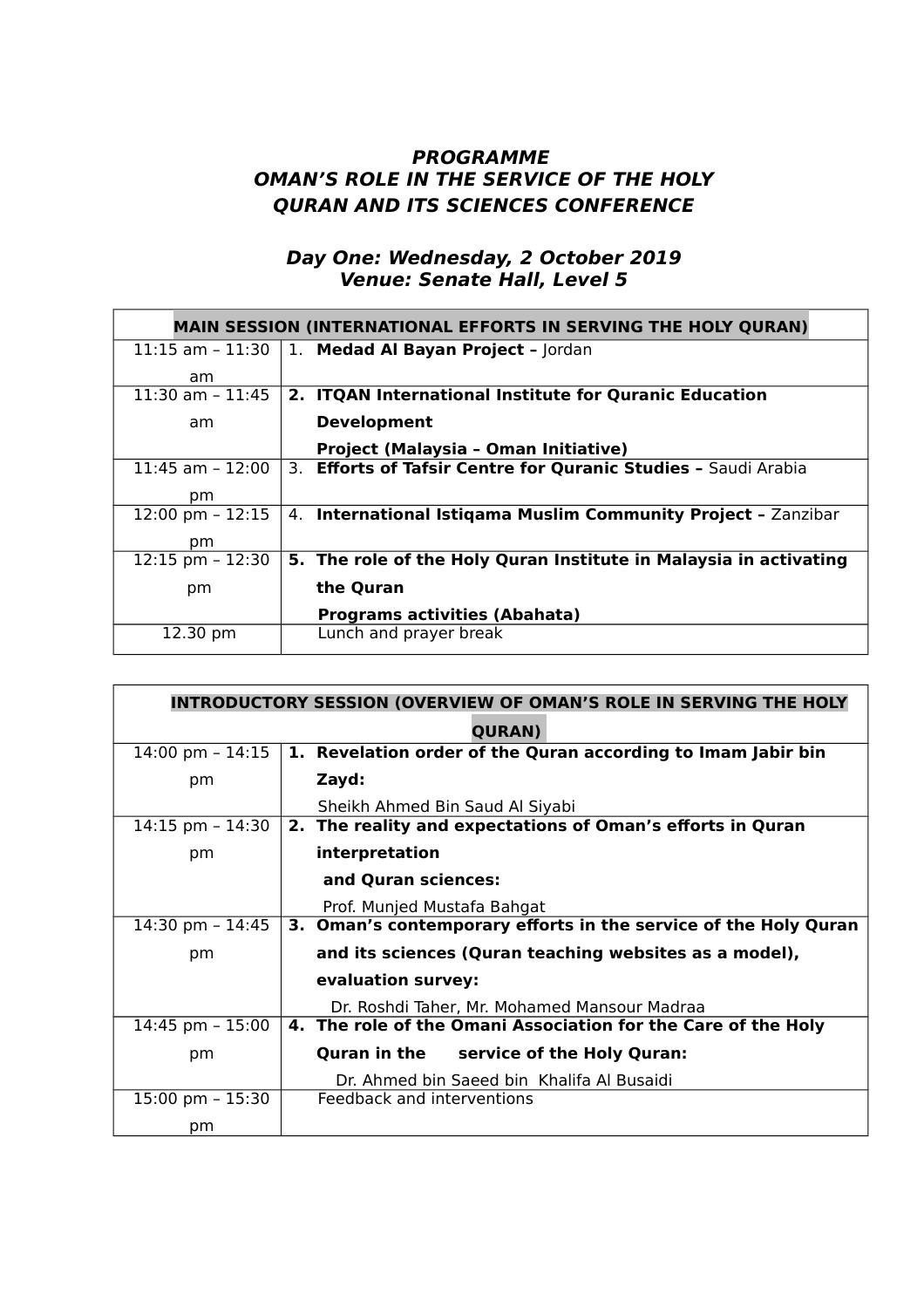# *PROGRAMME*
# *OMAN'S ROLE IN THE SERVICE OF THE HOLY QURAN AND ITS SCIENCES CONFERENCE*

## *Day One: Wednesday, 2 October 2019*
## *Venue: Senate Hall, Level 5*

| **MAIN SESSION (INTERNATIONAL EFFORTS IN SERVING THE HOLY QURAN)** | |
|---|---|
| 11:15 am – 11:30 am | 1. **Medad Al Bayan Project –** Jordan |
| 11:30 am – 11:45 am | **2. ITQAN International Institute for Quranic Education Development Project (Malaysia – Oman Initiative)** |
| 11:45 am – 12:00 pm | 3. **Efforts of Tafsir Centre for Quranic Studies –** Saudi Arabia |
| 12:00 pm – 12:15 pm | 4. **International Istiqama Muslim Community Project –** Zanzibar |
| 12:15 pm – 12:30 pm | **5. The role of the Holy Quran Institute in Malaysia in activating the Quran Programs activities (Abahata)** |
| 12.30 pm | Lunch and prayer break |

| **INTRODUCTORY SESSION (OVERVIEW OF OMAN'S ROLE IN SERVING THE HOLY QURAN)** | |
|---|---|
| 14:00 pm – 14:15 pm | **1. Revelation order of the Quran according to Imam Jabir bin Zayd:** Sheikh Ahmed Bin Saud Al Siyabi |
| 14:15 pm – 14:30 pm | **2. The reality and expectations of Oman's efforts in Quran interpretation and Quran sciences:** Prof. Munjed Mustafa Bahgat |
| 14:30 pm – 14:45 pm | **3. Oman's contemporary efforts in the service of the Holy Quran and its sciences (Quran teaching websites as a model), evaluation survey:** Dr. Roshdi Taher, Mr. Mohamed Mansour Madraa |
| 14:45 pm – 15:00 pm | **4. The role of the Omani Association for the Care of the Holy Quran in the service of the Holy Quran:** Dr. Ahmed bin Saeed bin Khalifa Al Busaidi |
| 15:00 pm – 15:30 pm | Feedback and interventions |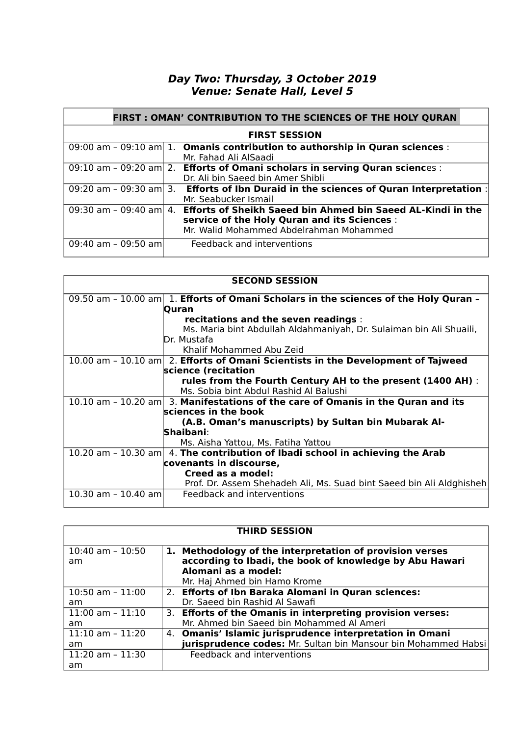***Day Two: Thursday, 3 October 2019***
***Venue: Senate Hall, Level 5***

| **FIRST : OMAN' CONTRIBUTION TO THE SCIENCES OF THE HOLY QURAN** | |
|---|---|
| **FIRST SESSION** | |
| 09:00 am – 09:10 am | 1. **Omanis contribution to authorship in Quran sciences** : Mr. Fahad Ali AlSaadi |
| 09:10 am – 09:20 am | 2. **Efforts of Omani scholars in serving Quran scienc**es : Dr. Ali bin Saeed bin Amer Shibli |
| 09:20 am – 09:30 am | 3. **Efforts of Ibn Duraid in the sciences of Quran Interpretation** : Mr. Seabucker Ismail |
| 09:30 am – 09:40 am | 4. **Efforts of Sheikh Saeed bin Ahmed bin Saeed AL-Kindi in the service of the Holy Quran and its Sciences** : Mr. Walid Mohammed Abdelrahman Mohammed |
| 09:40 am – 09:50 am | Feedback and interventions |

| **SECOND SESSION** | |
|---|---|
| 09.50 am – 10.00 am | 1. **Efforts of Omani Scholars in the sciences of the Holy Quran – Quran recitations and the seven readings** : Ms. Maria bint Abdullah Aldahmaniyah, Dr. Sulaiman bin Ali Shuaili, Dr. Mustafa Khalif Mohammed Abu Zeid |
| 10.00 am – 10.10 am | 2. **Efforts of Omani Scientists in the Development of Tajweed science (recitation rules from the Fourth Century AH to the present (1400 AH)** : Ms. Sobia bint Abdul Rashid Al Balushi |
| 10.10 am – 10.20 am | 3. **Manifestations of the care of Omanis in the Quran and its sciences in the book (A.B. Oman's manuscripts) by Sultan bin Mubarak Al-Shaibani**: Ms. Aisha Yattou, Ms. Fatiha Yattou |
| 10.20 am – 10.30 am | 4. **The contribution of Ibadi school in achieving the Arab covenants in discourse, Creed as a model:** Prof. Dr. Assem Shehadeh Ali, Ms. Suad bint Saeed bin Ali Aldghisheh |
| 10.30 am – 10.40 am | Feedback and interventions |

| **THIRD SESSION** | |
|---|---|
| 10:40 am – 10:50 am | 1. **Methodology of the interpretation of provision verses according to Ibadi, the book of knowledge by Abu Hawari Alomani as a model:** Mr. Haj Ahmed bin Hamo Krome |
| 10:50 am – 11:00 am | 2. **Efforts of Ibn Baraka Alomani in Quran sciences:** Dr. Saeed bin Rashid Al Sawafi |
| 11:00 am – 11:10 am | 3. **Efforts of the Omanis in interpreting provision verses:** Mr. Ahmed bin Saeed bin Mohammed Al Ameri |
| 11:10 am – 11:20 am | 4. **Omanis' Islamic jurisprudence interpretation in Omani jurisprudence codes:** Mr. Sultan bin Mansour bin Mohammed Habsi |
| 11:20 am – 11:30 am | Feedback and interventions |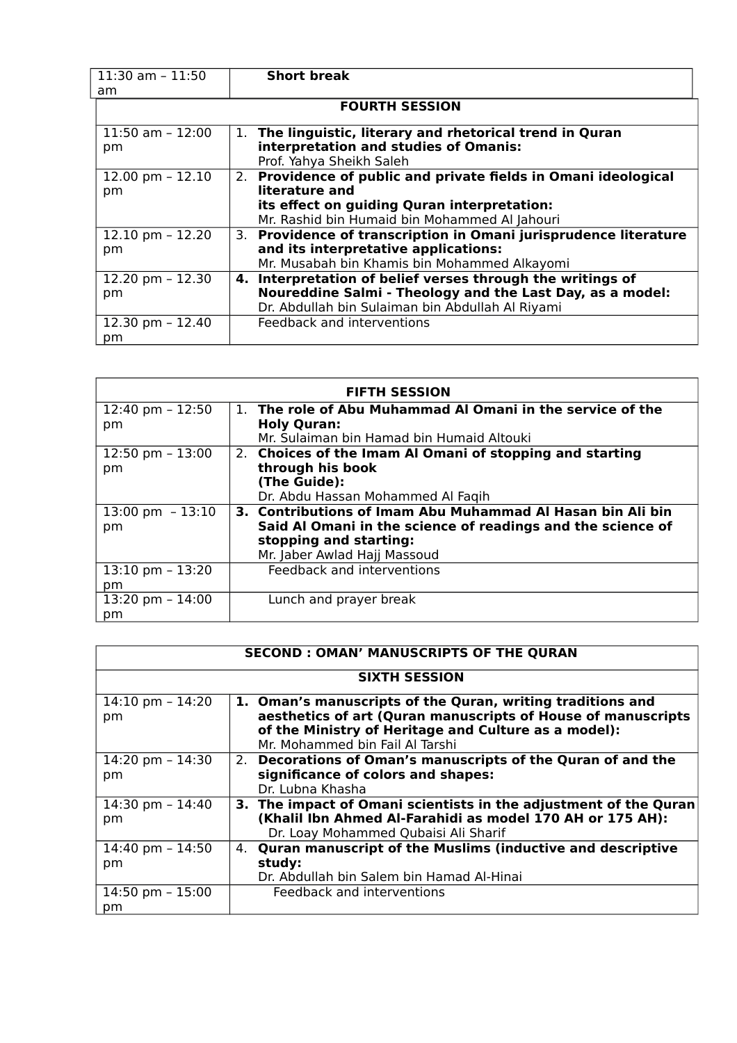| 11:30 am – 11:50 am | **Short break** |
|---|---|
| | **FOURTH SESSION** |
| 11:50 am – 12:00 pm | 1. **The linguistic, literary and rhetorical trend in Quran interpretation and studies of Omanis:** Prof. Yahya Sheikh Saleh |
| 12.00 pm – 12.10 pm | 2. **Providence of public and private fields in Omani ideological literature and its effect on guiding Quran interpretation:** Mr. Rashid bin Humaid bin Mohammed Al Jahouri |
| 12.10 pm – 12.20 pm | 3. **Providence of transcription in Omani jurisprudence literature and its interpretative applications:** Mr. Musabah bin Khamis bin Mohammed Alkayomi |
| 12.20 pm – 12.30 pm | **4. Interpretation of belief verses through the writings of Noureddine Salmi - Theology and the Last Day, as a model:** Dr. Abdullah bin Sulaiman bin Abdullah Al Riyami |
| 12.30 pm – 12.40 pm | Feedback and interventions |

| | **FIFTH SESSION** |
|---|---|
| 12:40 pm – 12:50 pm | 1. **The role of Abu Muhammad Al Omani in the service of the Holy Quran:** Mr. Sulaiman bin Hamad bin Humaid Altouki |
| 12:50 pm – 13:00 pm | 2. **Choices of the Imam Al Omani of stopping and starting through his book (The Guide):** Dr. Abdu Hassan Mohammed Al Faqih |
| 13:00 pm – 13:10 pm | **3. Contributions of Imam Abu Muhammad Al Hasan bin Ali bin Said Al Omani in the science of readings and the science of stopping and starting:** Mr. Jaber Awlad Hajj Massoud |
| 13:10 pm – 13:20 pm | Feedback and interventions |
| 13:20 pm – 14:00 pm | Lunch and prayer break |

| | **SECOND : OMAN' MANUSCRIPTS OF THE QURAN** |
|---|---|
| | **SIXTH SESSION** |
| 14:10 pm – 14:20 pm | **1. Oman's manuscripts of the Quran, writing traditions and aesthetics of art (Quran manuscripts of House of manuscripts of the Ministry of Heritage and Culture as a model):** Mr. Mohammed bin Fail Al Tarshi |
| 14:20 pm – 14:30 pm | 2. **Decorations of Oman's manuscripts of the Quran of and the significance of colors and shapes:** Dr. Lubna Khasha |
| 14:30 pm – 14:40 pm | **3. The impact of Omani scientists in the adjustment of the Quran (Khalil Ibn Ahmed Al-Farahidi as model 170 AH or 175 AH):** Dr. Loay Mohammed Qubaisi Ali Sharif |
| 14:40 pm – 14:50 pm | 4. **Quran manuscript of the Muslims (inductive and descriptive study:** Dr. Abdullah bin Salem bin Hamad Al-Hinai |
| 14:50 pm – 15:00 pm | Feedback and interventions |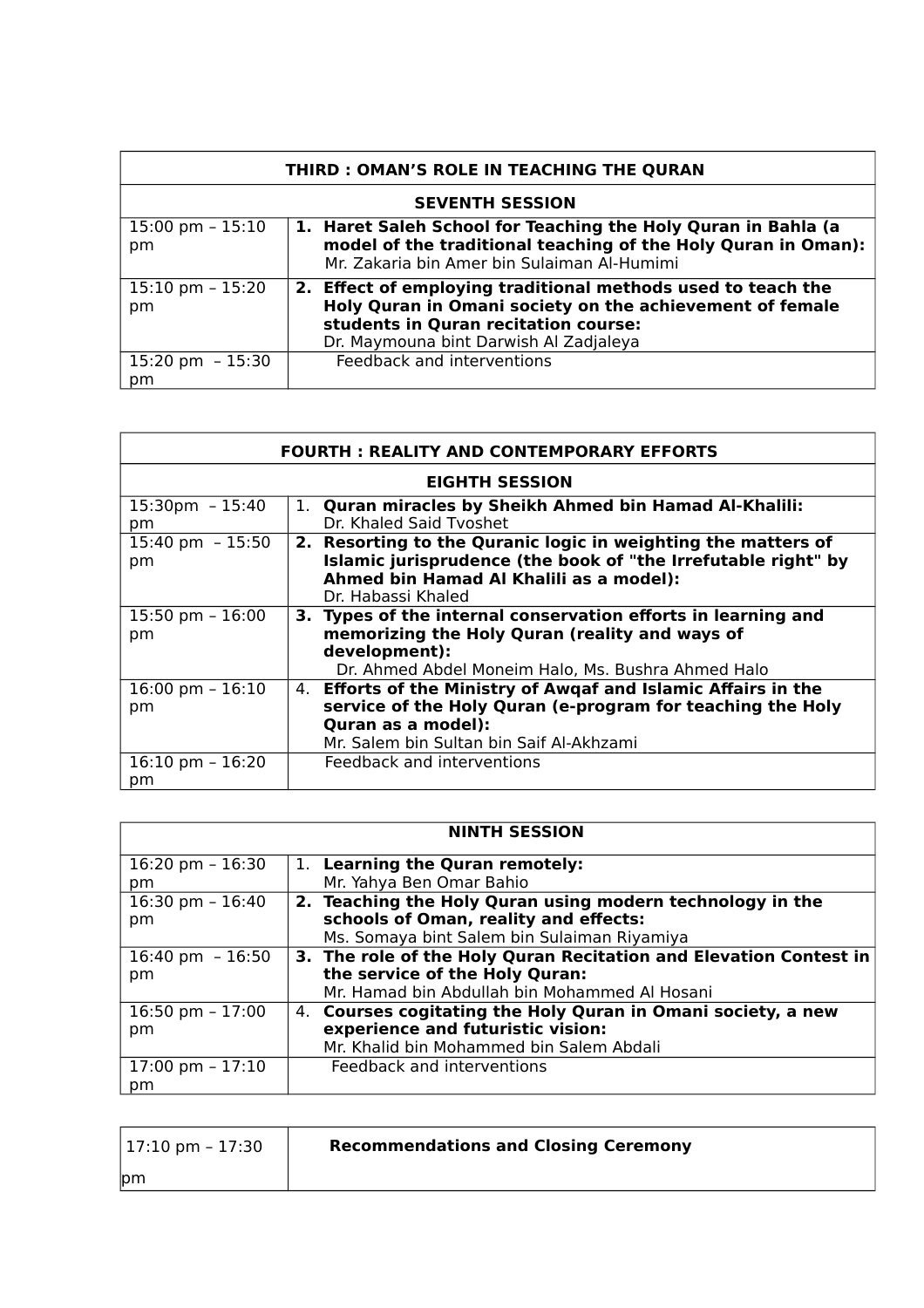| THIRD : OMAN’S ROLE IN TEACHING THE QURAN | |
|---|---|
| **SEVENTH SESSION** | |
| 15:00 pm – 15:10 pm | **1. Haret Saleh School for Teaching the Holy Quran in Bahla (a model of the traditional teaching of the Holy Quran in Oman):** Mr. Zakaria bin Amer bin Sulaiman Al-Humimi |
| 15:10 pm – 15:20 pm | **2. Effect of employing traditional methods used to teach the Holy Quran in Omani society on the achievement of female students in Quran recitation course:** Dr. Maymouna bint Darwish Al Zadjaleya |
| 15:20 pm – 15:30 pm | Feedback and interventions |

| FOURTH : REALITY AND CONTEMPORARY EFFORTS | |
|---|---|
| **EIGHTH SESSION** | |
| 15:30pm – 15:40 pm | 1. **Quran miracles by Sheikh Ahmed bin Hamad Al-Khalili:** Dr. Khaled Said Tvoshet |
| 15:40 pm – 15:50 pm | **2. Resorting to the Quranic logic in weighting the matters of Islamic jurisprudence (the book of "the Irrefutable right" by Ahmed bin Hamad Al Khalili as a model):** Dr. Habassi Khaled |
| 15:50 pm – 16:00 pm | **3. Types of the internal conservation efforts in learning and memorizing the Holy Quran (reality and ways of development):** Dr. Ahmed Abdel Moneim Halo, Ms. Bushra Ahmed Halo |
| 16:00 pm – 16:10 pm | 4. **Efforts of the Ministry of Awqaf and Islamic Affairs in the service of the Holy Quran (e-program for teaching the Holy Quran as a model):** Mr. Salem bin Sultan bin Saif Al-Akhzami |
| 16:10 pm – 16:20 pm | Feedback and interventions |

| NINTH SESSION | |
|---|---|
| 16:20 pm – 16:30 pm | 1. **Learning the Quran remotely:** Mr. Yahya Ben Omar Bahio |
| 16:30 pm – 16:40 pm | **2. Teaching the Holy Quran using modern technology in the schools of Oman, reality and effects:** Ms. Somaya bint Salem bin Sulaiman Riyamiya |
| 16:40 pm – 16:50 pm | **3. The role of the Holy Quran Recitation and Elevation Contest in the service of the Holy Quran:** Mr. Hamad bin Abdullah bin Mohammed Al Hosani |
| 16:50 pm – 17:00 pm | 4. **Courses cogitating the Holy Quran in Omani society, a new experience and futuristic vision:** Mr. Khalid bin Mohammed bin Salem Abdali |
| 17:00 pm – 17:10 pm | Feedback and interventions |

| | |
|---|---|
| 17:10 pm – 17:30 pm | **Recommendations and Closing Ceremony** |